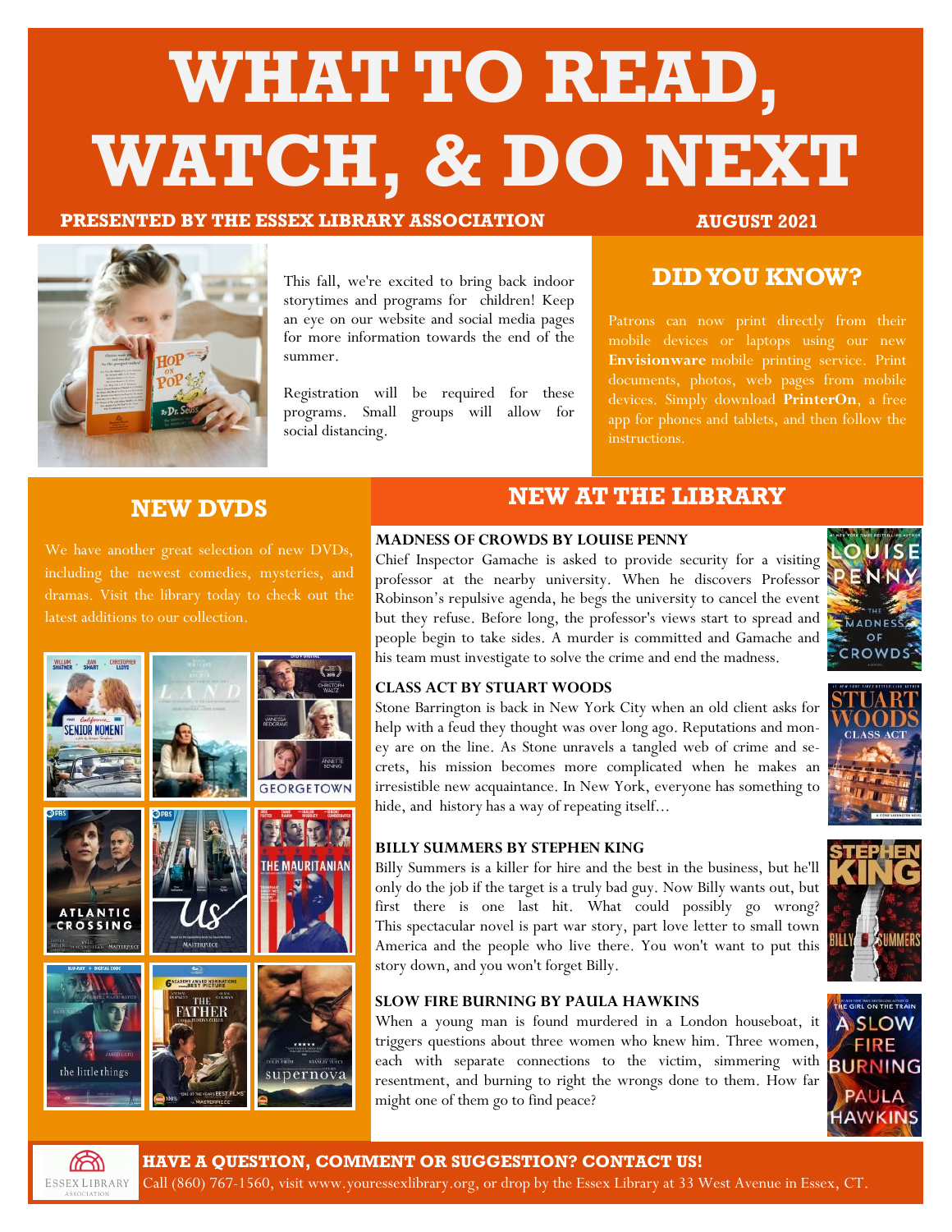# WHAT TO READ, WATCH, & DO NEXT

**PRESENTED BY THE ESSEX LIBRARY ASSOCIATION** **AUGUST 2021**

This fall, we're excited to bring back indoor storytimes and programs for children! Keep an eye on our website and social media pages for more information towards the end of the summer.

Registration will be required for these programs. Small groups will allow for social distancing.

## DID YOU KNOW?

Patrons can now print directly from their mobile devices or laptops using our new **Envisionware** mobile printing service. Print documents, photos, web pages from mobile devices. Simply download **PrinterOn**, a free app for phones and tablets, and then follow the instructions.

## NEW DVDS

We have another great selection of new DVDs, including the newest comedies, mysteries, and dramas. Visit the library today to check out the latest additions to our collection.

## NEW AT THE LIBRARY

**MADNESS OF CROWDS BY LOUISE PENNY**

Chief Inspector Gamache is asked to provide security for a visiting professor at the nearby university. When he discovers Professor Robinson's repulsive agenda, he begs the university to cancel the event but they refuse. Before long, the professor's views start to spread and people begin to take sides. A murder is committed and Gamache and his team must investigate to solve the crime and end the madness.

**CLASS ACT BY STUART WOODS**

Stone Barrington is back in New York City when an old client asks for help with a feud they thought was over long ago. Reputations and money are on the line. As Stone unravels a tangled web of crime and secrets, his mission becomes more complicated when he makes an irresistible new acquaintance. In New York, everyone has something to hide, and history has a way of repeating itself...

**BILLY SUMMERS BY STEPHEN KING**

Billy Summers is a killer for hire and the best in the business, but he'll only do the job if the target is a truly bad guy. Now Billy wants out, but first there is one last hit. What could possibly go wrong? This spectacular novel is part war story, part love letter to small town America and the people who live there. You won't want to put this story down, and you won't forget Billy.

**SLOW FIRE BURNING BY PAULA HAWKINS**

When a young man is found murdered in a London houseboat, it triggers questions about three women who knew him. Three women, each with separate connections to the victim, simmering with resentment, and burning to right the wrongs done to them. How far might one of them go to find peace?

**HAVE A QUESTION, COMMENT OR SUGGESTION? CONTACT US!**

Call (860) 767-1560, visit www.youressexlibrary.org, or drop by the Essex Library at 33 West Avenue in Essex, CT.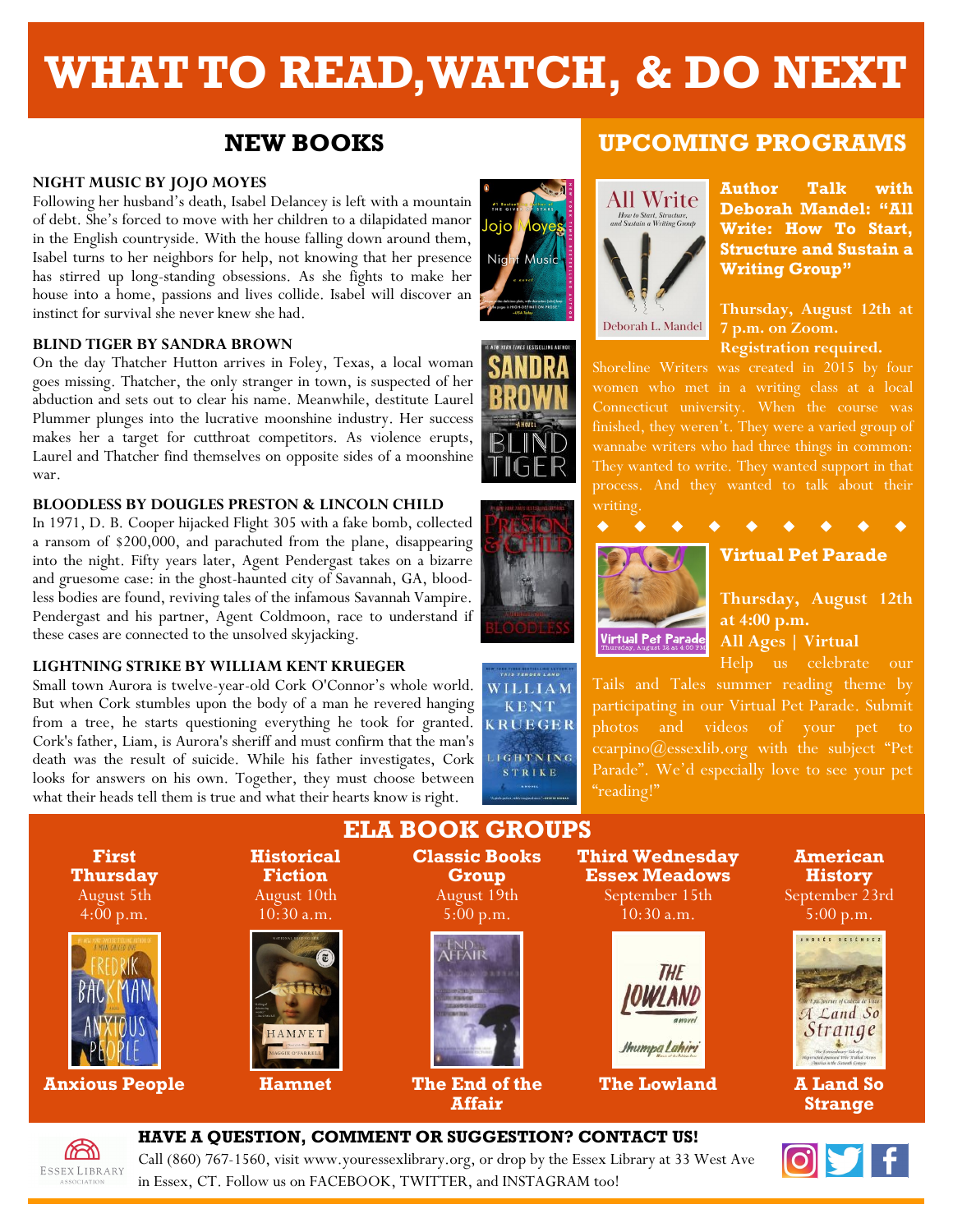# WHAT TO READ,WATCH, & DO NEXT

## NEW BOOKS

### NIGHT MUSIC BY JOJO MOYES

Following her husband's death, Isabel Delancey is left with a mountain of debt. She's forced to move with her children to a dilapidated manor in the English countryside. With the house falling down around them, Isabel turns to her neighbors for help, not knowing that her presence has stirred up long-standing obsessions. As she fights to make her house into a home, passions and lives collide. Isabel will discover an instinct for survival she never knew she had.

### BLIND TIGER BY SANDRA BROWN

On the day Thatcher Hutton arrives in Foley, Texas, a local woman goes missing. Thatcher, the only stranger in town, is suspected of her abduction and sets out to clear his name. Meanwhile, destitute Laurel Plummer plunges into the lucrative moonshine industry. Her success makes her a target for cutthroat competitors. As violence erupts, Laurel and Thatcher find themselves on opposite sides of a moonshine war.

### BLOODLESS BY DOUGLES PRESTON & LINCOLN CHILD

In 1971, D. B. Cooper hijacked Flight 305 with a fake bomb, collected a ransom of $200,000, and parachuted from the plane, disappearing into the night. Fifty years later, Agent Pendergast takes on a bizarre and gruesome case: in the ghost-haunted city of Savannah, GA, bloodless bodies are found, reviving tales of the infamous Savannah Vampire. Pendergast and his partner, Agent Coldmoon, race to understand if these cases are connected to the unsolved skyjacking.

### LIGHTNING STRIKE BY WILLIAM KENT KRUEGER

Small town Aurora is twelve-year-old Cork O'Connor's whole world. But when Cork stumbles upon the body of a man he revered hanging from a tree, he starts questioning everything he took for granted. Cork's father, Liam, is Aurora's sheriff and must confirm that the man's death was the result of suicide. While his father investigates, Cork looks for answers on his own. Together, they must choose between what their heads tell them is true and what their hearts know is right.

## UPCOMING PROGRAMS

**Author Talk with Deborah Mandel: "All Write: How To Start, Structure and Sustain a Writing Group"**

**Thursday, August 12th at 7 p.m. on Zoom. Registration required.**

Shoreline Writers was created in 2015 by four women who met in a writing class at a local Connecticut university. When the course was finished, they weren't. They were a varied group of wannabe writers who had three things in common: They wanted to write. They wanted support in that process. And they wanted to talk about their writing.

◆ ◆ ◆ ◆ ◆ ◆ ◆ ◆ ◆

**Virtual Pet Parade**

**Thursday, August 12th at 4:00 p.m.**
**All Ages | Virtual**

Help us celebrate our Tails and Tales summer reading theme by participating in our Virtual Pet Parade. Submit photos and videos of your pet to ccarpino@essexlib.org with the subject "Pet Parade". We'd especially love to see your pet "reading!"

## ELA BOOK GROUPS

**First Thursday**
August 5th
4:00 p.m.
**Anxious People**

**Historical Fiction**
August 10th
10:30 a.m.
**Hamnet**

**Classic Books Group**
August 19th
5:00 p.m.
**The End of the Affair**

**Third Wednesday Essex Meadows**
September 15th
10:30 a.m.
**The Lowland**

**American History**
September 23rd
5:00 p.m.
**A Land So Strange**

### HAVE A QUESTION, COMMENT OR SUGGESTION? CONTACT US!

Call (860) 767-1560, visit www.youressexlibrary.org, or drop by the Essex Library at 33 West Ave in Essex, CT. Follow us on FACEBOOK, TWITTER, and INSTAGRAM too!